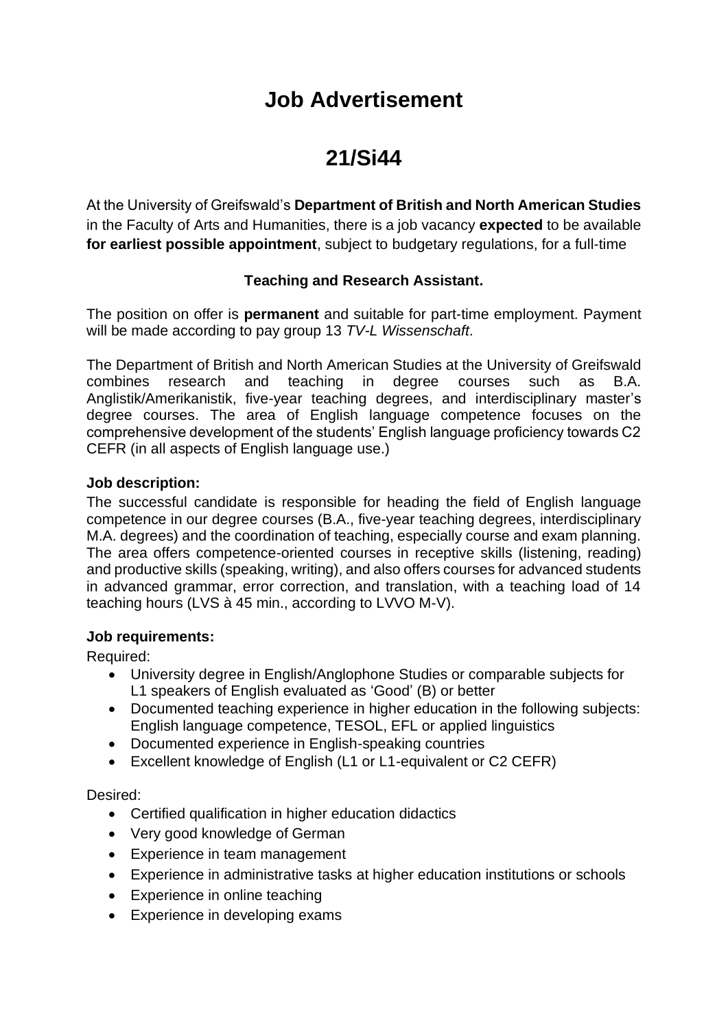# Job Advertisement

# 21/Si44

At the University of Greifswald's **Department of British and North American Studies** in the Faculty of Arts and Humanities, there is a job vacancy **expected** to be available **for earliest possible appointment**, subject to budgetary regulations, for a full-time

**Teaching and Research Assistant.**

The position on offer is **permanent** and suitable for part-time employment. Payment will be made according to pay group 13 *TV-L Wissenschaft*.

The Department of British and North American Studies at the University of Greifswald combines research and teaching in degree courses such as B.A. Anglistik/Amerikanistik, five-year teaching degrees, and interdisciplinary master's degree courses. The area of English language competence focuses on the comprehensive development of the students' English language proficiency towards C2 CEFR (in all aspects of English language use.)

**Job description:**

The successful candidate is responsible for heading the field of English language competence in our degree courses (B.A., five-year teaching degrees, interdisciplinary M.A. degrees) and the coordination of teaching, especially course and exam planning. The area offers competence-oriented courses in receptive skills (listening, reading) and productive skills (speaking, writing), and also offers courses for advanced students in advanced grammar, error correction, and translation, with a teaching load of 14 teaching hours (LVS à 45 min., according to LVVO M-V).

**Job requirements:**

Required:

- University degree in English/Anglophone Studies or comparable subjects for L1 speakers of English evaluated as 'Good' (B) or better
- Documented teaching experience in higher education in the following subjects: English language competence, TESOL, EFL or applied linguistics
- Documented experience in English-speaking countries
- Excellent knowledge of English (L1 or L1-equivalent or C2 CEFR)

Desired:

- Certified qualification in higher education didactics
- Very good knowledge of German
- Experience in team management
- Experience in administrative tasks at higher education institutions or schools
- Experience in online teaching
- Experience in developing exams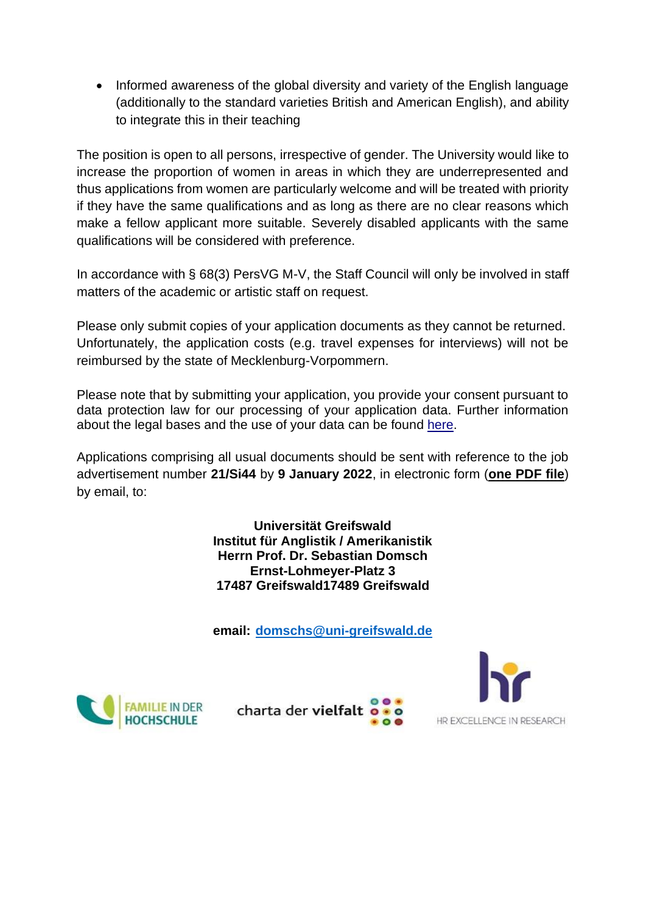- Informed awareness of the global diversity and variety of the English language (additionally to the standard varieties British and American English), and ability to integrate this in their teaching

The position is open to all persons, irrespective of gender. The University would like to increase the proportion of women in areas in which they are underrepresented and thus applications from women are particularly welcome and will be treated with priority if they have the same qualifications and as long as there are no clear reasons which make a fellow applicant more suitable. Severely disabled applicants with the same qualifications will be considered with preference.

In accordance with § 68(3) PersVG M-V, the Staff Council will only be involved in staff matters of the academic or artistic staff on request.

Please only submit copies of your application documents as they cannot be returned. Unfortunately, the application costs (e.g. travel expenses for interviews) will not be reimbursed by the state of Mecklenburg-Vorpommern.

Please note that by submitting your application, you provide your consent pursuant to data protection law for our processing of your application data. Further information about the legal bases and the use of your data can be found here.

Applications comprising all usual documents should be sent with reference to the job advertisement number **21/Si44** by **9 January 2022**, in electronic form (**one PDF file**) by email, to:

**Universität Greifswald**
**Institut für Anglistik / Amerikanistik**
**Herrn Prof. Dr. Sebastian Domsch**
**Ernst-Lohmeyer-Platz 3**
**17487 Greifswald17489 Greifswald**

**email: domschs@uni-greifswald.de**

FAMILIE IN DER HOCHSCHULE

charta der vielfalt

HR EXCELLENCE IN RESEARCH